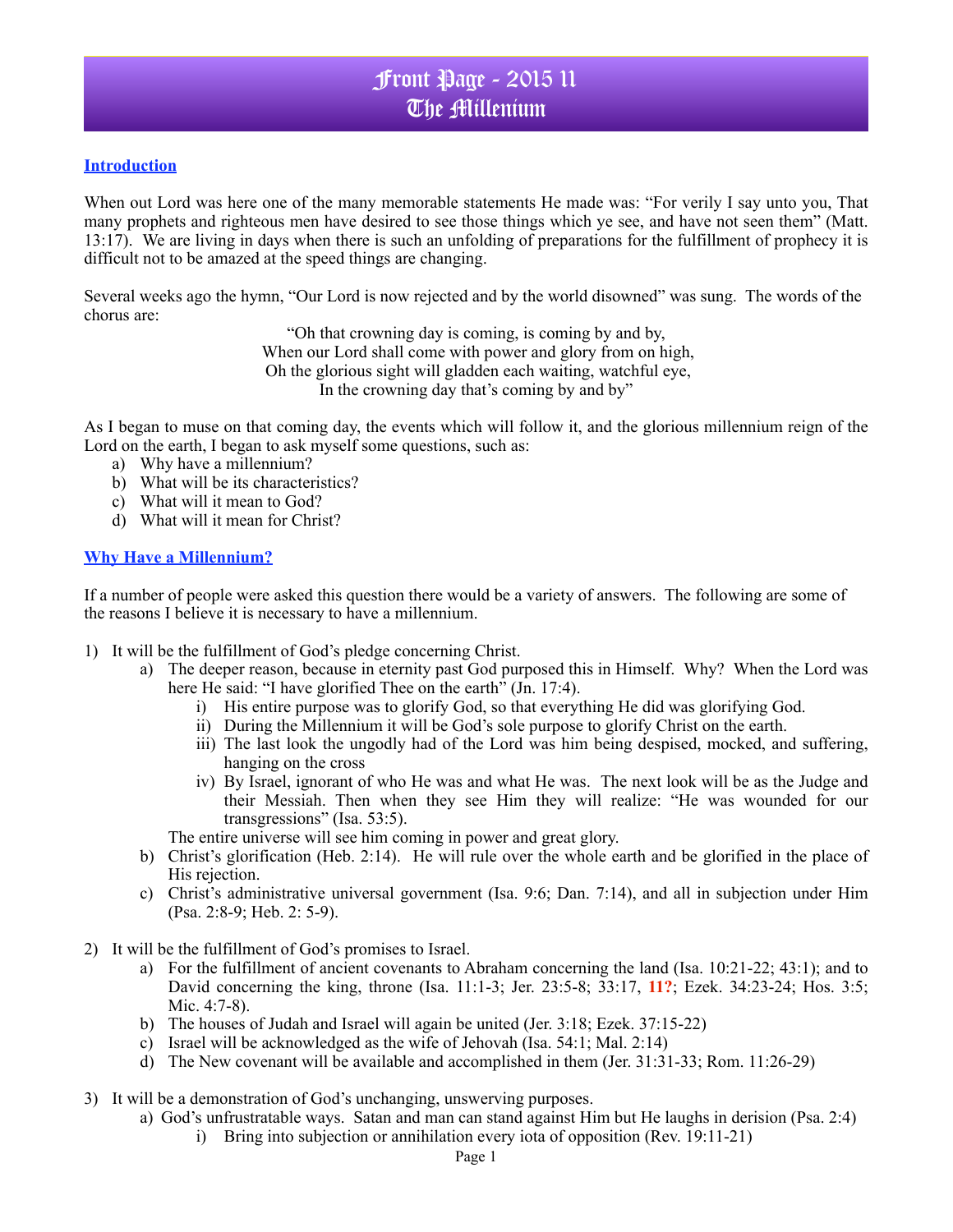# Front Page - 2015 11
# The Millenium

## Introduction

When out Lord was here one of the many memorable statements He made was: "For verily I say unto you, That many prophets and righteous men have desired to see those things which ye see, and have not seen them" (Matt. 13:17). We are living in days when there is such an unfolding of preparations for the fulfillment of prophecy it is difficult not to be amazed at the speed things are changing.

Several weeks ago the hymn, "Our Lord is now rejected and by the world disowned" was sung. The words of the chorus are:

"Oh that crowning day is coming, is coming by and by,
When our Lord shall come with power and glory from on high,
Oh the glorious sight will gladden each waiting, watchful eye,
In the crowning day that's coming by and by"

As I began to muse on that coming day, the events which will follow it, and the glorious millennium reign of the Lord on the earth, I began to ask myself some questions, such as:

a) Why have a millennium?
b) What will be its characteristics?
c) What will it mean to God?
d) What will it mean for Christ?

## Why Have a Millennium?

If a number of people were asked this question there would be a variety of answers. The following are some of the reasons I believe it is necessary to have a millennium.

1) It will be the fulfillment of God's pledge concerning Christ.
   a) The deeper reason, because in eternity past God purposed this in Himself. Why? When the Lord was here He said: "I have glorified Thee on the earth" (Jn. 17:4).
      i) His entire purpose was to glorify God, so that everything He did was glorifying God.
      ii) During the Millennium it will be God's sole purpose to glorify Christ on the earth.
      iii) The last look the ungodly had of the Lord was him being despised, mocked, and suffering, hanging on the cross
      iv) By Israel, ignorant of who He was and what He was. The next look will be as the Judge and their Messiah. Then when they see Him they will realize: "He was wounded for our transgressions" (Isa. 53:5).

      The entire universe will see him coming in power and great glory.
   b) Christ's glorification (Heb. 2:14). He will rule over the whole earth and be glorified in the place of His rejection.
   c) Christ's administrative universal government (Isa. 9:6; Dan. 7:14), and all in subjection under Him (Psa. 2:8-9; Heb. 2: 5-9).

2) It will be the fulfillment of God's promises to Israel.
   a) For the fulfillment of ancient covenants to Abraham concerning the land (Isa. 10:21-22; 43:1); and to David concerning the king, throne (Isa. 11:1-3; Jer. 23:5-8; 33:17, **11?**; Ezek. 34:23-24; Hos. 3:5; Mic. 4:7-8).
   b) The houses of Judah and Israel will again be united (Jer. 3:18; Ezek. 37:15-22)
   c) Israel will be acknowledged as the wife of Jehovah (Isa. 54:1; Mal. 2:14)
   d) The New covenant will be available and accomplished in them (Jer. 31:31-33; Rom. 11:26-29)

3) It will be a demonstration of God's unchanging, unswerving purposes.
   a) God's unfrustratable ways. Satan and man can stand against Him but He laughs in derision (Psa. 2:4)
      i) Bring into subjection or annihilation every iota of opposition (Rev. 19:11-21)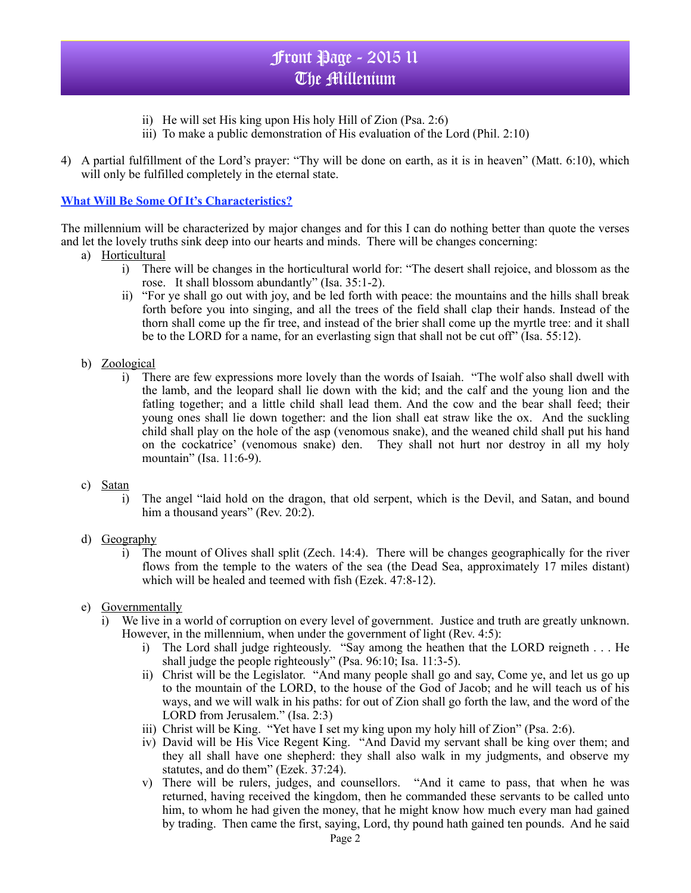- ii) He will set His king upon His holy Hill of Zion (Psa. 2:6)
   - iii) To make a public demonstration of His evaluation of the Lord (Phil. 2:10)

4) A partial fulfillment of the Lord's prayer: "Thy will be done on earth, as it is in heaven" (Matt. 6:10), which will only be fulfilled completely in the eternal state.

**What Will Be Some Of It's Characteristics?**

The millennium will be characterized by major changes and for this I can do nothing better than quote the verses and let the lovely truths sink deep into our hearts and minds. There will be changes concerning:

a) Horticultural
   - i) There will be changes in the horticultural world for: "The desert shall rejoice, and blossom as the rose. It shall blossom abundantly" (Isa. 35:1-2).
   - ii) "For ye shall go out with joy, and be led forth with peace: the mountains and the hills shall break forth before you into singing, and all the trees of the field shall clap their hands. Instead of the thorn shall come up the fir tree, and instead of the brier shall come up the myrtle tree: and it shall be to the LORD for a name, for an everlasting sign that shall not be cut off" (Isa. 55:12).

b) Zoological
   - i) There are few expressions more lovely than the words of Isaiah. "The wolf also shall dwell with the lamb, and the leopard shall lie down with the kid; and the calf and the young lion and the fatling together; and a little child shall lead them. And the cow and the bear shall feed; their young ones shall lie down together: and the lion shall eat straw like the ox. And the suckling child shall play on the hole of the asp (venomous snake), and the weaned child shall put his hand on the cockatrice' (venomous snake) den. They shall not hurt nor destroy in all my holy mountain" (Isa. 11:6-9).

c) Satan
   - i) The angel "laid hold on the dragon, that old serpent, which is the Devil, and Satan, and bound him a thousand years" (Rev. 20:2).

d) Geography
   - i) The mount of Olives shall split (Zech. 14:4). There will be changes geographically for the river flows from the temple to the waters of the sea (the Dead Sea, approximately 17 miles distant) which will be healed and teemed with fish (Ezek. 47:8-12).

e) Governmentally
   - i) We live in a world of corruption on every level of government. Justice and truth are greatly unknown. However, in the millennium, when under the government of light (Rev. 4:5):
     - i) The Lord shall judge righteously. "Say among the heathen that the LORD reigneth . . . He shall judge the people righteously" (Psa. 96:10; Isa. 11:3-5).
     - ii) Christ will be the Legislator. "And many people shall go and say, Come ye, and let us go up to the mountain of the LORD, to the house of the God of Jacob; and he will teach us of his ways, and we will walk in his paths: for out of Zion shall go forth the law, and the word of the LORD from Jerusalem." (Isa. 2:3)
     - iii) Christ will be King. "Yet have I set my king upon my holy hill of Zion" (Psa. 2:6).
     - iv) David will be His Vice Regent King. "And David my servant shall be king over them; and they all shall have one shepherd: they shall also walk in my judgments, and observe my statutes, and do them" (Ezek. 37:24).
     - v) There will be rulers, judges, and counsellors. "And it came to pass, that when he was returned, having received the kingdom, then he commanded these servants to be called unto him, to whom he had given the money, that he might know how much every man had gained by trading. Then came the first, saying, Lord, thy pound hath gained ten pounds. And he said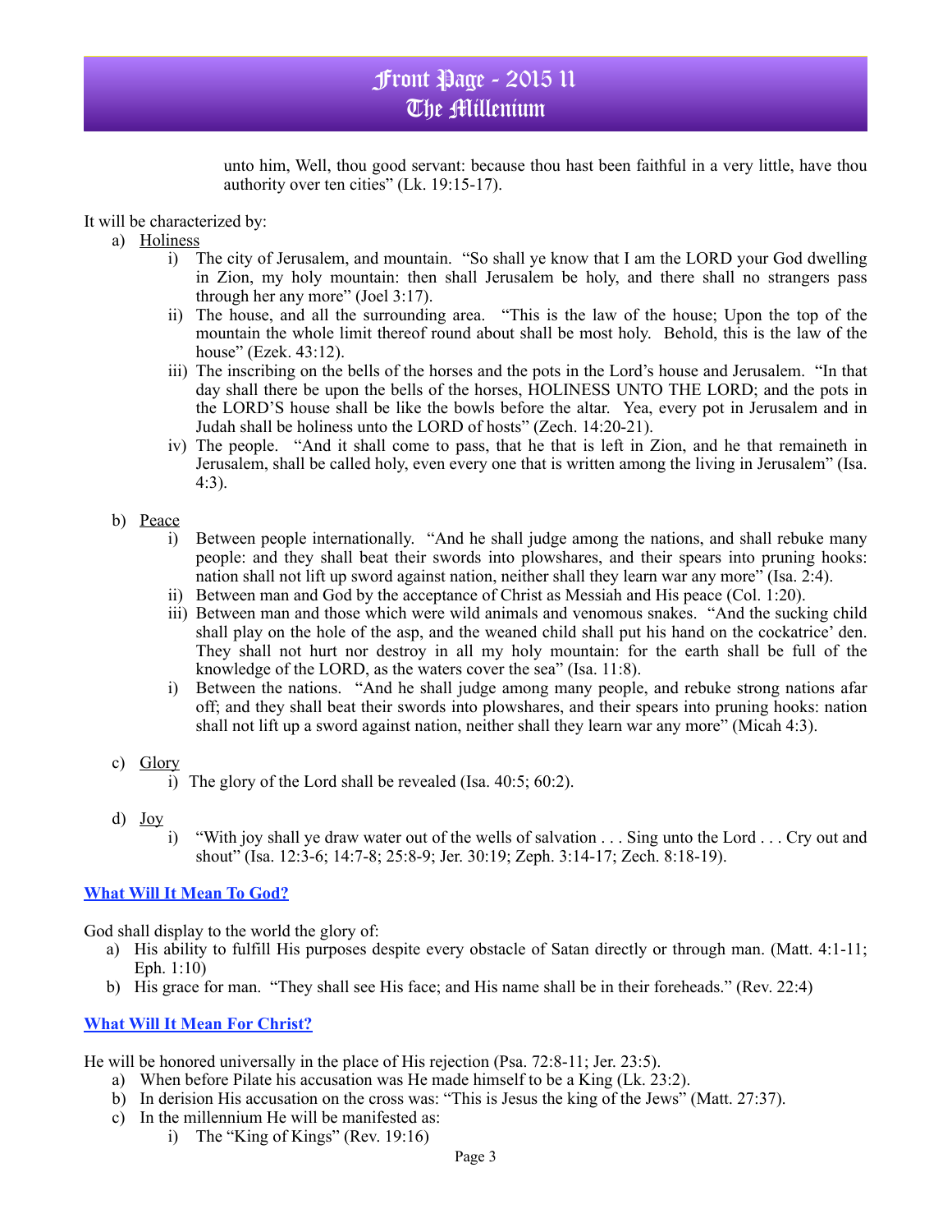unto him, Well, thou good servant: because thou hast been faithful in a very little, have thou authority over ten cities" (Lk. 19:15-17).

It will be characterized by:

a) Holiness
   i) The city of Jerusalem, and mountain. "So shall ye know that I am the LORD your God dwelling in Zion, my holy mountain: then shall Jerusalem be holy, and there shall no strangers pass through her any more" (Joel 3:17).
   ii) The house, and all the surrounding area. "This is the law of the house; Upon the top of the mountain the whole limit thereof round about shall be most holy. Behold, this is the law of the house" (Ezek. 43:12).
   iii) The inscribing on the bells of the horses and the pots in the Lord's house and Jerusalem. "In that day shall there be upon the bells of the horses, HOLINESS UNTO THE LORD; and the pots in the LORD'S house shall be like the bowls before the altar. Yea, every pot in Jerusalem and in Judah shall be holiness unto the LORD of hosts" (Zech. 14:20-21).
   iv) The people. "And it shall come to pass, that he that is left in Zion, and he that remaineth in Jerusalem, shall be called holy, even every one that is written among the living in Jerusalem" (Isa. 4:3).

b) Peace
   i) Between people internationally. "And he shall judge among the nations, and shall rebuke many people: and they shall beat their swords into plowshares, and their spears into pruning hooks: nation shall not lift up sword against nation, neither shall they learn war any more" (Isa. 2:4).
   ii) Between man and God by the acceptance of Christ as Messiah and His peace (Col. 1:20).
   iii) Between man and those which were wild animals and venomous snakes. "And the sucking child shall play on the hole of the asp, and the weaned child shall put his hand on the cockatrice' den. They shall not hurt nor destroy in all my holy mountain: for the earth shall be full of the knowledge of the LORD, as the waters cover the sea" (Isa. 11:8).
   i) Between the nations. "And he shall judge among many people, and rebuke strong nations afar off; and they shall beat their swords into plowshares, and their spears into pruning hooks: nation shall not lift up a sword against nation, neither shall they learn war any more" (Micah 4:3).

c) Glory
   i) The glory of the Lord shall be revealed (Isa. 40:5; 60:2).

d) Joy
   i) "With joy shall ye draw water out of the wells of salvation . . . Sing unto the Lord . . . Cry out and shout" (Isa. 12:3-6; 14:7-8; 25:8-9; Jer. 30:19; Zeph. 3:14-17; Zech. 8:18-19).

**What Will It Mean To God?**

God shall display to the world the glory of:

a) His ability to fulfill His purposes despite every obstacle of Satan directly or through man. (Matt. 4:1-11; Eph. 1:10)
b) His grace for man. "They shall see His face; and His name shall be in their foreheads." (Rev. 22:4)

**What Will It Mean For Christ?**

He will be honored universally in the place of His rejection (Psa. 72:8-11; Jer. 23:5).

a) When before Pilate his accusation was He made himself to be a King (Lk. 23:2).
b) In derision His accusation on the cross was: "This is Jesus the king of the Jews" (Matt. 27:37).
c) In the millennium He will be manifested as:
   i) The "King of Kings" (Rev. 19:16)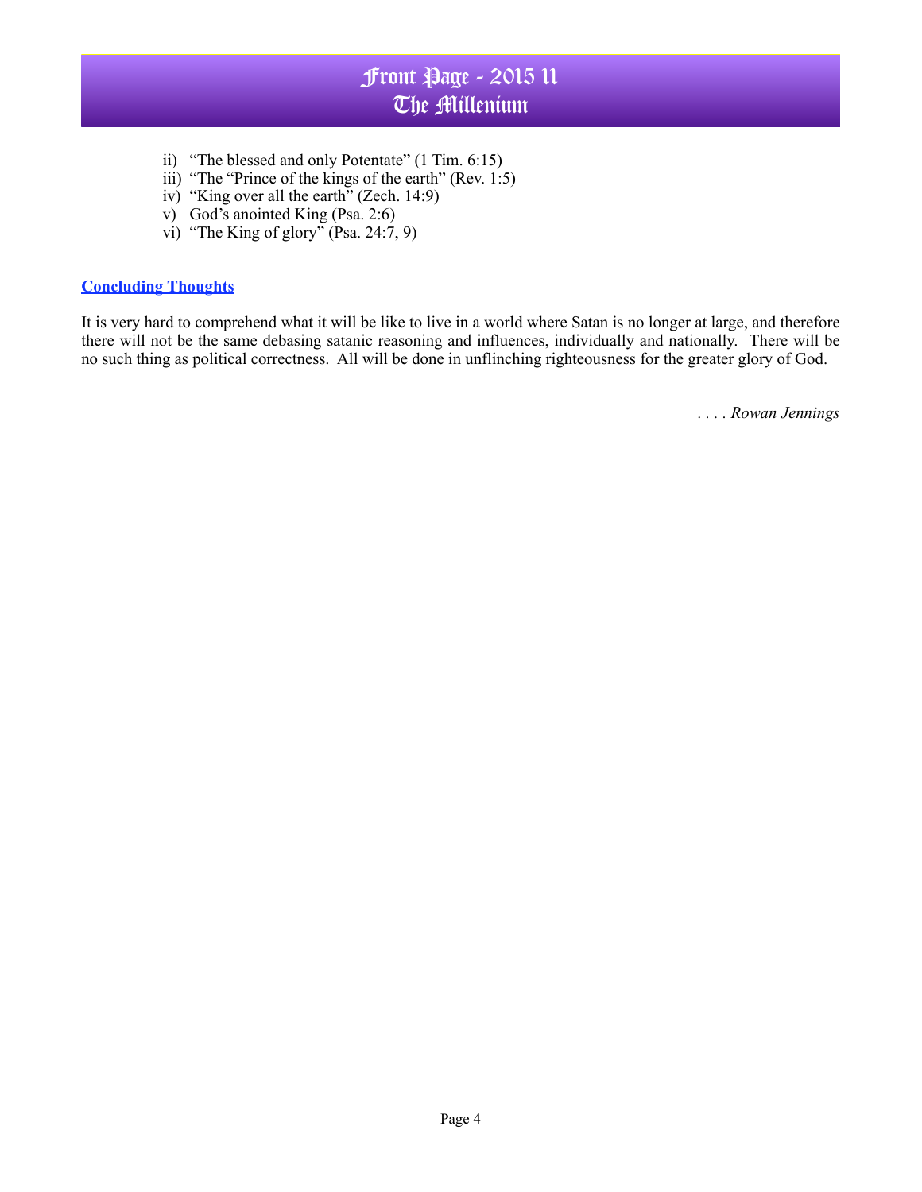ii) "The blessed and only Potentate" (1 Tim. 6:15)
iii) "The "Prince of the kings of the earth" (Rev. 1:5)
iv) "King over all the earth" (Zech. 14:9)
v) God's anointed King (Psa. 2:6)
vi) "The King of glory" (Psa. 24:7, 9)

## Concluding Thoughts

It is very hard to comprehend what it will be like to live in a world where Satan is no longer at large, and therefore there will not be the same debasing satanic reasoning and influences, individually and nationally. There will be no such thing as political correctness. All will be done in unflinching righteousness for the greater glory of God.

*. . . . Rowan Jennings*